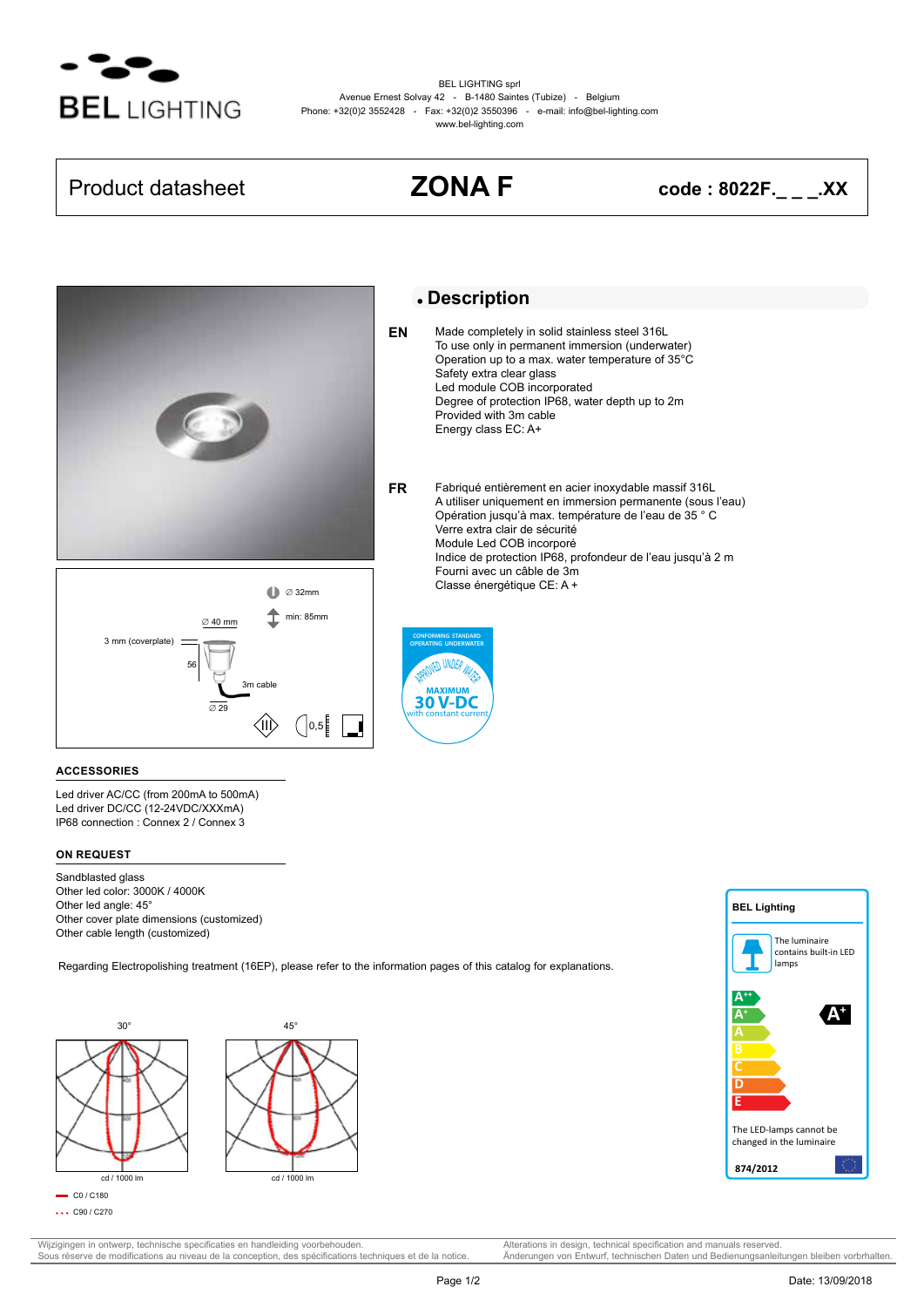BEL LIGHTING

BEL LIGHTING sprl
Avenue Ernest Solvay 42 - B-1480 Saintes (Tubize) - Belgium
Phone: +32(0)2 3552428 - Fax: +32(0)2 3550396 - e-mail: info@bel-lighting.com
www.bel-lighting.com

| Product datasheet | ZONA F | code : 8022F._ _ _.XX |
|---|---|---|

## Description

**EN**

Made completely in solid stainless steel 316L
To use only in permanent immersion (underwater)
Operation up to a max. water temperature of 35°C
Safety extra clear glass
Led module COB incorporated
Degree of protection IP68, water depth up to 2m
Provided with 3m cable
Energy class EC: A+

**FR**

Fabriqué entièrement en acier inoxydable massif 316L
A utiliser uniquement en immersion permanente (sous l'eau)
Opération jusqu'à max. température de l'eau de 35 ° C
Verre extra clair de sécurité
Module Led COB incorporé
Indice de protection IP68, profondeur de l'eau jusqu'à 2 m
Fourni avec un câble de 3m
Classe énergétique CE: A +

Ø 32mm
min: 85mm
Ø 40 mm
3 mm (coverplate)
56
3m cable
Ø 29
0,5

CONFORMING STANDARD OPERATING UNDERWATER
APPROVED UNDER WATER
MAXIMUM 30 V-DC with constant current

### ACCESSORIES

Led driver AC/CC (from 200mA to 500mA)
Led driver DC/CC (12-24VDC/XXXmA)
IP68 connection : Connex 2 / Connex 3

### ON REQUEST

Sandblasted glass
Other led color: 3000K / 4000K
Other led angle: 45°
Other cover plate dimensions (customized)
Other cable length (customized)

Regarding Electropolishing treatment (16EP), please refer to the information pages of this catalog for explanations.

30° — cd / 1000 lm
45° — cd / 1000 lm

C0 / C180
C90 / C270

BEL Lighting
The luminaire contains built-in LED lamps
A++ A+ A B C D E — A+
The LED-lamps cannot be changed in the luminaire
874/2012

Wijzigingen in ontwerp, technische specificaties en handleiding voorbehouden.
Sous réserve de modifications au niveau de la conception, des spécifications techniques et de la notice.
Alterations in design, technical specification and manuals reserved.
Änderungen von Entwurf, technischen Daten und Bedienungsanleitungen bleiben vorbrhalten.

Date: 13/09/2018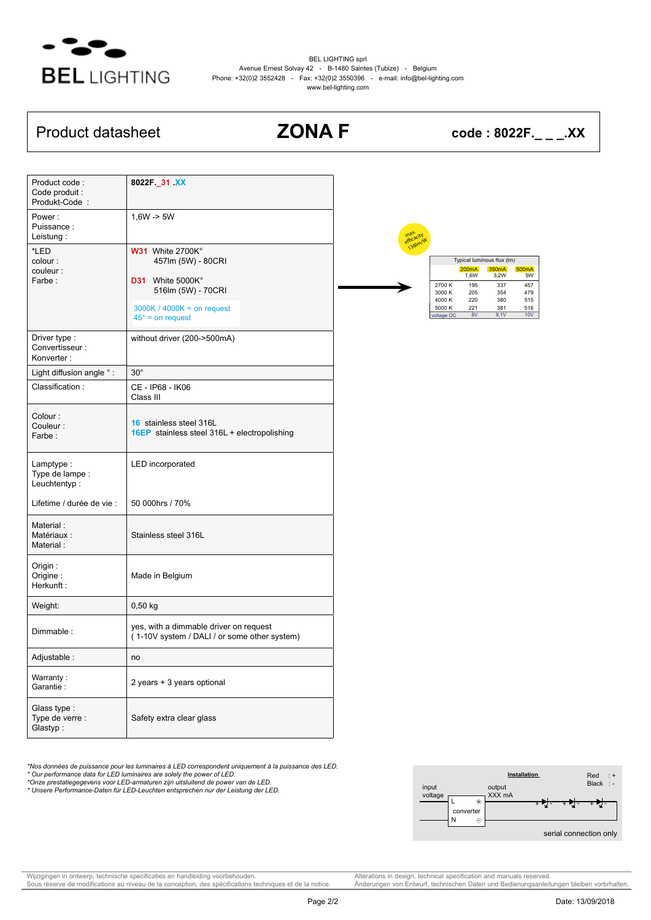BEL LIGHTING sprl
Avenue Ernest Solvay 42 - B-1480 Saintes (Tubize) - Belgium
Phone: +32(0)2 3552428 - Fax: +32(0)2 3550396 - e-mail: info@bel-lighting.com
www.bel-lighting.com

# Product datasheet — ZONA F — code : 8022F._ _ _.XX

| | |
|---|---|
| Product code : Code produit : Produkt-Code : | 8022F._31 .XX |
| Power : Puissance : Leistung : | 1,6W -> 5W |
| *LED colour : couleur : Farbe : | W31 White 2700K° 457lm (5W) - 80CRI<br>D31 White 5000K° 516lm (5W) - 70CRI<br>3000K / 4000K = on request<br>45° = on request |
| Driver type : Convertisseur : Konverter : | without driver (200->500mA) |
| Light diffusion angle ° : | 30° |
| Classification : | CE - IP68 - IK06<br>Class III |
| Colour : Couleur : Farbe : | 16 stainless steel 316L<br>16EP stainless steel 316L + electropolishing |
| Lamptype : Type de lampe : Leuchtentyp : | LED incorporated |
| Lifetime / durée de vie : | 50 000hrs / 70% |
| Material : Matériaux : Material : | Stainless steel 316L |
| Origin : Origine : Herkunft : | Made in Belgium |
| Weight: | 0,50 kg |
| Dimmable : | yes, with a dimmable driver on request<br>( 1-10V system / DALI / or some other system) |
| Adjustable : | no |
| Warranty : Garantie : | 2 years + 3 years optional |
| Glass type : Type de verre : Glastyp : | Safety extra clear glass |

max. efficacity 138lm/W

Typical luminous flux (lm)

| | 200mA 1,6W | 350mA 3,2W | 500mA 5W |
|---|---|---|---|
| 2700 K | 195 | 337 | 457 |
| 3000 K | 205 | 354 | 479 |
| 4000 K | 220 | 380 | 515 |
| 5000 K | 221 | 381 | 516 |
| voltage DC | 8V | 9,1V | 10V |

*Nos données de puissance pour les luminaires à LED correspondent uniquement à la puissance des LED.*
*\* Our performance data for LED luminaires are solely the power of LED.*
*\*Onze prestatiegegevens voor LED-armaturen zijn uitsluitend de power van de LED.*
*\* Unsere Performance-Daten für LED-Leuchten entsprechen nur der Leistung der LED.*

**Installation**

Red : +
Black : -
input voltage
L
N
converter
output XXX mA
serial connection only

Wijzigingen in ontwerp, technische specificaties en handleiding voorbehouden.
Sous réserve de modifications au niveau de la conception, des spécifications techniques et de la notice.
Alterations in design, technical specification and manuals reserved.
Änderungen von Entwurf, technischen Daten und Bedienungsanleitungen bleiben vorbrhalten.

Date: 13/09/2018